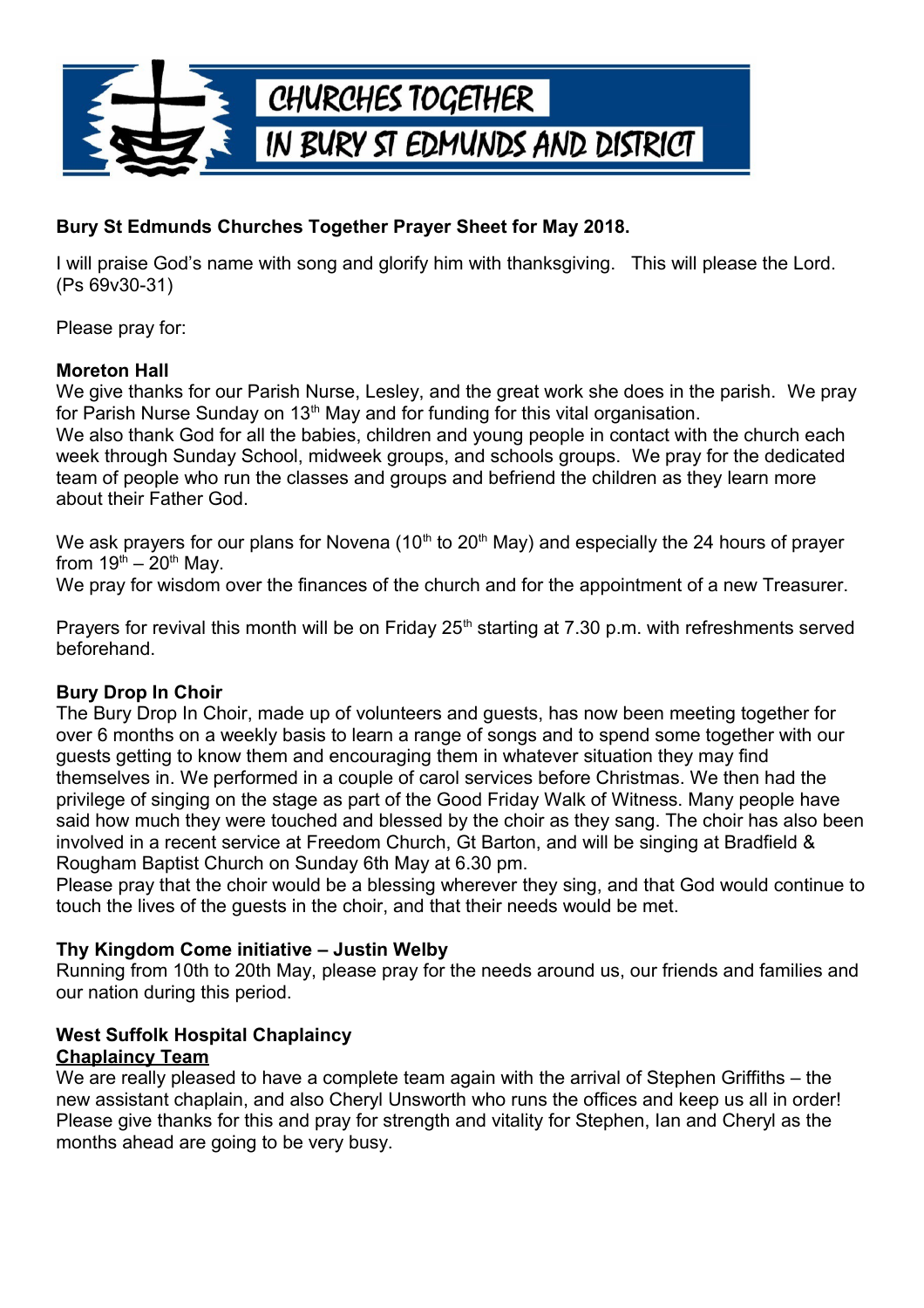# CHURCHES TOGETHER IN BURY ST EDMUNDS AND DISTRICT

**Bury St Edmunds Churches Together Prayer Sheet for May 2018.**

I will praise God's name with song and glorify him with thanksgiving. This will please the Lord. (Ps 69v30-31)

Please pray for:

**Moreton Hall**

We give thanks for our Parish Nurse, Lesley, and the great work she does in the parish. We pray for Parish Nurse Sunday on 13th May and for funding for this vital organisation.

We also thank God for all the babies, children and young people in contact with the church each week through Sunday School, midweek groups, and schools groups. We pray for the dedicated team of people who run the classes and groups and befriend the children as they learn more about their Father God.

We ask prayers for our plans for Novena (10th to 20th May) and especially the 24 hours of prayer from 19th – 20th May.

We pray for wisdom over the finances of the church and for the appointment of a new Treasurer.

Prayers for revival this month will be on Friday 25th starting at 7.30 p.m. with refreshments served beforehand.

**Bury Drop In Choir**

The Bury Drop In Choir, made up of volunteers and guests, has now been meeting together for over 6 months on a weekly basis to learn a range of songs and to spend some together with our guests getting to know them and encouraging them in whatever situation they may find themselves in. We performed in a couple of carol services before Christmas. We then had the privilege of singing on the stage as part of the Good Friday Walk of Witness. Many people have said how much they were touched and blessed by the choir as they sang. The choir has also been involved in a recent service at Freedom Church, Gt Barton, and will be singing at Bradfield & Rougham Baptist Church on Sunday 6th May at 6.30 pm.

Please pray that the choir would be a blessing wherever they sing, and that God would continue to touch the lives of the guests in the choir, and that their needs would be met.

**Thy Kingdom Come initiative – Justin Welby**

Running from 10th to 20th May, please pray for the needs around us, our friends and families and our nation during this period.

**West Suffolk Hospital Chaplaincy**

**Chaplaincy Team**

We are really pleased to have a complete team again with the arrival of Stephen Griffiths – the new assistant chaplain, and also Cheryl Unsworth who runs the offices and keep us all in order! Please give thanks for this and pray for strength and vitality for Stephen, Ian and Cheryl as the months ahead are going to be very busy.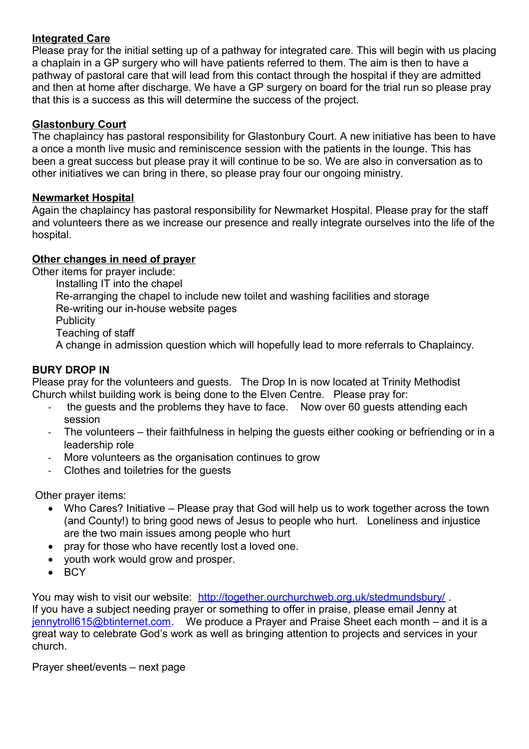**<u>Integrated Care</u>**

Please pray for the initial setting up of a pathway for integrated care. This will begin with us placing a chaplain in a GP surgery who will have patients referred to them. The aim is then to have a pathway of pastoral care that will lead from this contact through the hospital if they are admitted and then at home after discharge. We have a GP surgery on board for the trial run so please pray that this is a success as this will determine the success of the project.

**<u>Glastonbury Court</u>**

The chaplaincy has pastoral responsibility for Glastonbury Court. A new initiative has been to have a once a month live music and reminiscence session with the patients in the lounge. This has been a great success but please pray it will continue to be so. We are also in conversation as to other initiatives we can bring in there, so please pray four our ongoing ministry.

**<u>Newmarket Hospital</u>**

Again the chaplaincy has pastoral responsibility for Newmarket Hospital. Please pray for the staff and volunteers there as we increase our presence and really integrate ourselves into the life of the hospital.

**<u>Other changes in need of prayer</u>**

Other items for prayer include:

Installing IT into the chapel
Re-arranging the chapel to include new toilet and washing facilities and storage
Re-writing our in-house website pages
Publicity
Teaching of staff
A change in admission question which will hopefully lead to more referrals to Chaplaincy.

**BURY DROP IN**

Please pray for the volunteers and guests. The Drop In is now located at Trinity Methodist Church whilst building work is being done to the Elven Centre. Please pray for:

- the guests and the problems they have to face. Now over 60 guests attending each session
- The volunteers – their faithfulness in helping the guests either cooking or befriending or in a leadership role
- More volunteers as the organisation continues to grow
- Clothes and toiletries for the guests

Other prayer items:

- Who Cares? Initiative – Please pray that God will help us to work together across the town (and County!) to bring good news of Jesus to people who hurt. Loneliness and injustice are the two main issues among people who hurt
- pray for those who have recently lost a loved one.
- youth work would grow and prosper.
- BCY

You may wish to visit our website: http://together.ourchurchweb.org.uk/stedmundsbury/ .
If you have a subject needing prayer or something to offer in praise, please email Jenny at jennytroll615@btinternet.com. We produce a Prayer and Praise Sheet each month – and it is a great way to celebrate God's work as well as bringing attention to projects and services in your church.

Prayer sheet/events – next page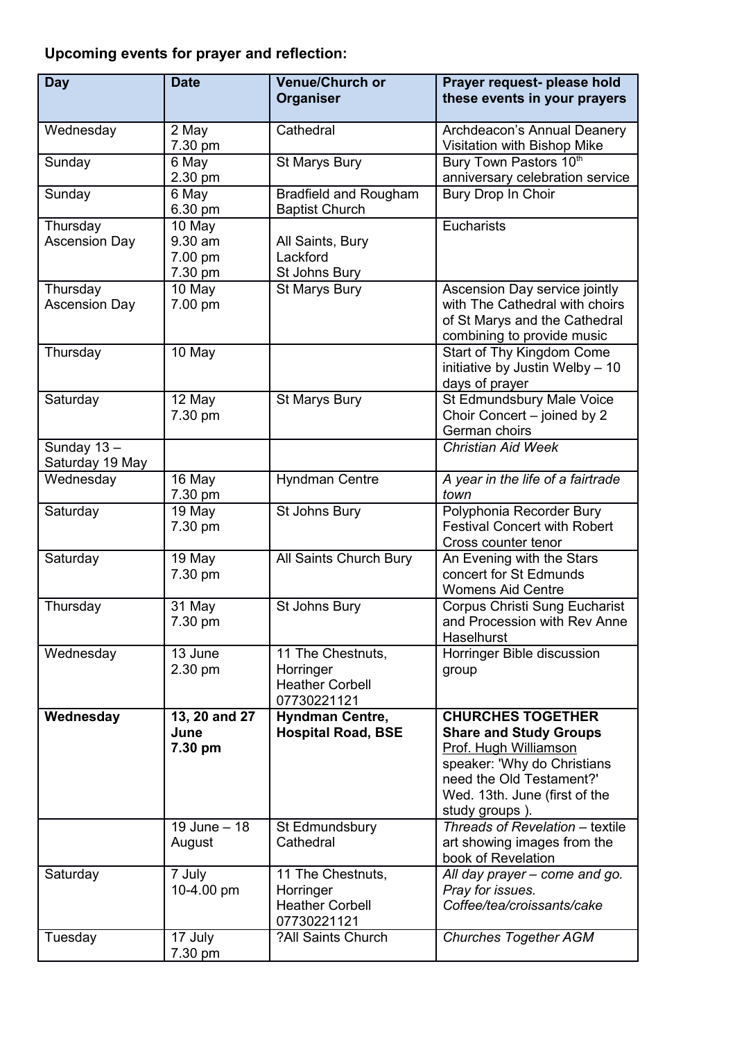**Upcoming events for prayer and reflection:**

| Day | Date | Venue/Church or Organiser | Prayer request- please hold these events in your prayers |
|---|---|---|---|
| Wednesday | 2 May<br>7.30 pm | Cathedral | Archdeacon's Annual Deanery Visitation with Bishop Mike |
| Sunday | 6 May<br>2.30 pm | St Marys Bury | Bury Town Pastors 10th anniversary celebration service |
| Sunday | 6 May<br>6.30 pm | Bradfield and Rougham Baptist Church | Bury Drop In Choir |
| Thursday<br>Ascension Day | 10 May<br>9.30 am<br>7.00 pm<br>7.30 pm | <br>All Saints, Bury<br>Lackford<br>St Johns Bury | Eucharists |
| Thursday<br>Ascension Day | 10 May<br>7.00 pm | St Marys Bury | Ascension Day service jointly with The Cathedral with choirs of St Marys and the Cathedral combining to provide music |
| Thursday | 10 May | | Start of Thy Kingdom Come initiative by Justin Welby – 10 days of prayer |
| Saturday | 12 May<br>7.30 pm | St Marys Bury | St Edmundsbury Male Voice Choir Concert – joined by 2 German choirs |
| Sunday 13 – Saturday 19 May | | | *Christian Aid Week* |
| Wednesday | 16 May<br>7.30 pm | Hyndman Centre | *A year in the life of a fairtrade town* |
| Saturday | 19 May<br>7.30 pm | St Johns Bury | Polyphonia Recorder Bury Festival Concert with Robert Cross counter tenor |
| Saturday | 19 May<br>7.30 pm | All Saints Church Bury | An Evening with the Stars concert for St Edmunds Womens Aid Centre |
| Thursday | 31 May<br>7.30 pm | St Johns Bury | Corpus Christi Sung Eucharist and Procession with Rev Anne Haselhurst |
| Wednesday | 13 June<br>2.30 pm | 11 The Chestnuts, Horringer<br>Heather Corbell<br>07730221121 | Horringer Bible discussion group |
| **Wednesday** | **13, 20 and 27 June<br>7.30 pm** | **Hyndman Centre, Hospital Road, BSE** | **CHURCHES TOGETHER Share and Study Groups**<br>Prof. Hugh Williamson speaker: 'Why do Christians need the Old Testament?' Wed. 13th. June (first of the study groups ). |
| | 19 June – 18 August | St Edmundsbury Cathedral | *Threads of Revelation* – textile art showing images from the book of Revelation |
| Saturday | 7 July<br>10-4.00 pm | 11 The Chestnuts, Horringer<br>Heather Corbell<br>07730221121 | *All day prayer – come and go. Pray for issues. Coffee/tea/croissants/cake* |
| Tuesday | 17 July<br>7.30 pm | ?All Saints Church | *Churches Together AGM* |